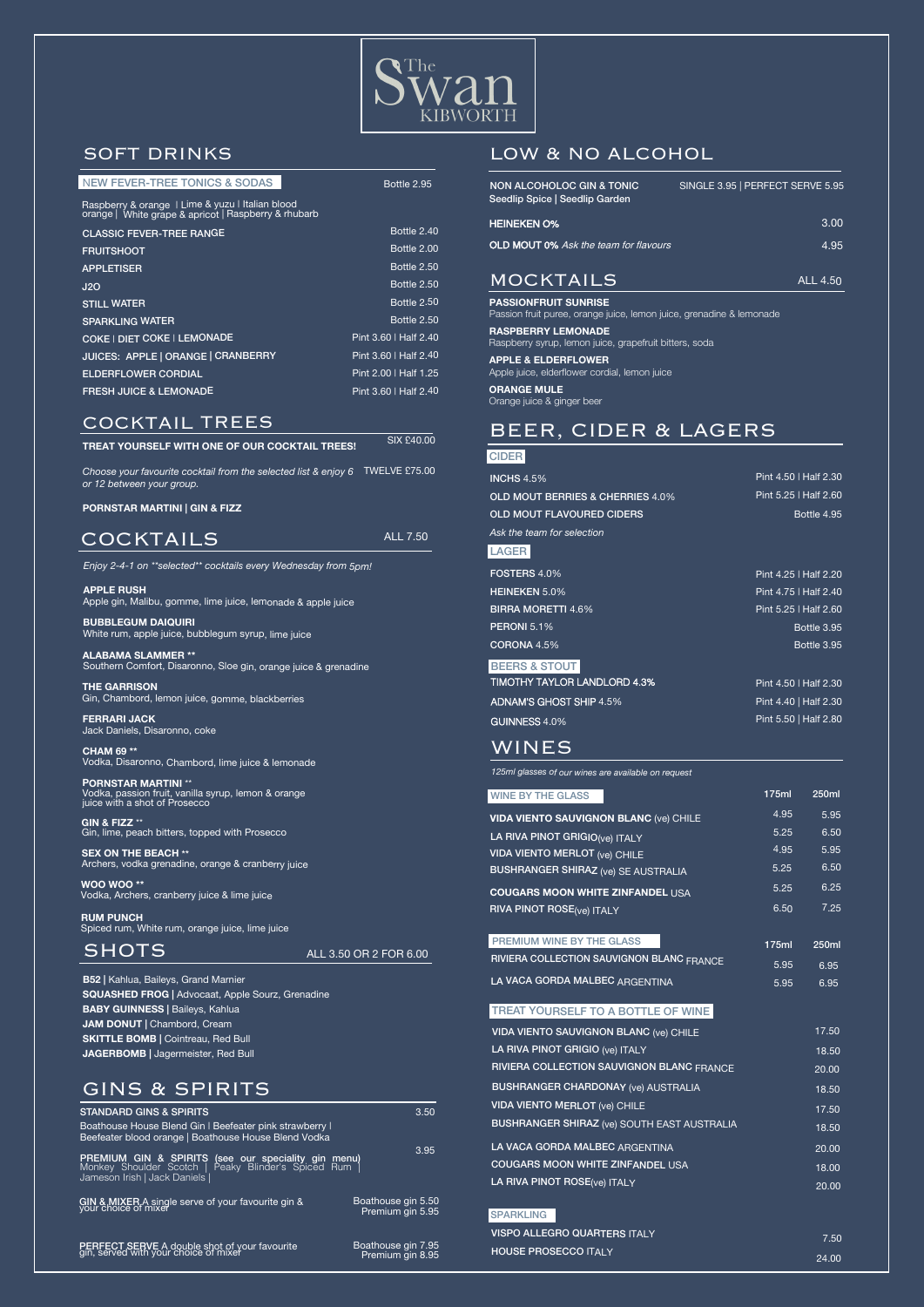# The Swan KIBWORTH

## SOFT DRINKS

| NEW FEVER-TREE TONICS & SODAS | Bottle 2.95 |
|---|---|
| Raspberry & orange \| Lime & yuzu \| Italian blood orange \| White grape & apricot \| Raspberry & rhubarb | |
| CLASSIC FEVER-TREE RANGE | Bottle 2.40 |
| FRUITSHOOT | Bottle 2.00 |
| APPLETISER | Bottle 2.50 |
| J2O | Bottle 2.50 |
| STILL WATER | Bottle 2.50 |
| SPARKLING WATER | Bottle 2.50 |
| COKE \| DIET COKE \| LEMONADE | Pint 3.60 \| Half 2.40 |
| JUICES: APPLE \| ORANGE \| CRANBERRY | Pint 3.60 \| Half 2.40 |
| ELDERFLOWER CORDIAL | Pint 2.00 \| Half 1.25 |
| FRESH JUICE & LEMONADE | Pint 3.60 \| Half 2.40 |

## COCKTAIL TREES

**TREAT YOURSELF WITH ONE OF OUR COCKTAIL TREES!** SIX £40.00

*Choose your favourite cocktail from the selected list & enjoy 6 or 12 between your group.* TWELVE £75.00

**PORNSTAR MARTINI | GIN & FIZZ**

## COCKTAILS

ALL 7.50

*Enjoy 2-4-1 on \*\*selected\*\* cocktails every Wednesday from 5pm!*

**APPLE RUSH**
Apple gin, Malibu, gomme, lime juice, lemonade & apple juice

**BUBBLEGUM DAIQUIRI**
White rum, apple juice, bubblegum syrup, lime juice

**ALABAMA SLAMMER \*\***
Southern Comfort, Disaronno, Sloe gin, orange juice & grenadine

**THE GARRISON**
Gin, Chambord, lemon juice, gomme, blackberries

**FERRARI JACK**
Jack Daniels, Disaronno, coke

**CHAM 69 \*\***
Vodka, Disaronno, Chambord, lime juice & lemonade

**PORNSTAR MARTINI \*\***
Vodka, passion fruit, vanilla syrup, lemon & orange juice with a shot of Prosecco

**GIN & FIZZ \*\***
Gin, lime, peach bitters, topped with Prosecco

**SEX ON THE BEACH \*\***
Archers, vodka grenadine, orange & cranberry juice

**WOO WOO \*\***
Vodka, Archers, cranberry juice & lime juice

**RUM PUNCH**
Spiced rum, White rum, orange juice, lime juice

## SHOTS

ALL 3.50 OR 2 FOR 6.00

**B52** | Kahlua, Baileys, Grand Marnier
**SQUASHED FROG** | Advocaat, Apple Sourz, Grenadine
**BABY GUINNESS** | Baileys, Kahlua
**JAM DONUT** | Chambord, Cream
**SKITTLE BOMB** | Cointreau, Red Bull
**JAGERBOMB** | Jagermeister, Red Bull

## GINS & SPIRITS

| | |
|---|---|
| **STANDARD GINS & SPIRITS** Boathouse House Blend Gin \| Beefeater pink strawberry \| Beefeater blood orange \| Boathouse House Blend Vodka | 3.50 |
| **PREMIUM GIN & SPIRITS (see our speciality gin menu)** Monkey Shoulder Scotch \| Peaky Blinder's Spiced Rum \| Jameson Irish \| Jack Daniels \| | 3.95 |
| **GIN & MIXER** A single serve of your favourite gin & your choice of mixer | Boathouse gin 5.50 Premium gin 5.95 |
| **PERFECT SERVE** A double shot of your favourite gin, served with your choice of mixer | Boathouse gin 7.95 Premium gin 8.95 |

## LOW & NO ALCOHOL

| | |
|---|---|
| NON ALCOHOLOC GIN & TONIC Seedlip Spice \| Seedlip Garden | SINGLE 3.95 \| PERFECT SERVE 5.95 |
| HEINEKEN 0% | 3.00 |
| OLD MOUT 0% *Ask the team for flavours* | 4.95 |

## MOCKTAILS

ALL 4.50

**PASSIONFRUIT SUNRISE**
Passion fruit puree, orange juice, lemon juice, grenadine & lemonade

**RASPBERRY LEMONADE**
Raspberry syrup, lemon juice, grapefruit bitters, soda

**APPLE & ELDERFLOWER**
Apple juice, elderflower cordial, lemon juice

**ORANGE MULE**
Orange juice & ginger beer

## BEER, CIDER & LAGERS

### CIDER

| | |
|---|---|
| INCHS 4.5% | Pint 4.50 \| Half 2.30 |
| OLD MOUT BERRIES & CHERRIES 4.0% | Pint 5.25 \| Half 2.60 |
| OLD MOUT FLAVOURED CIDERS | Bottle 4.95 |

*Ask the team for selection*

### LAGER

| | |
|---|---|
| FOSTERS 4.0% | Pint 4.25 \| Half 2.20 |
| HEINEKEN 5.0% | Pint 4.75 \| Half 2.40 |
| BIRRA MORETTI 4.6% | Pint 5.25 \| Half 2.60 |
| PERONI 5.1% | Bottle 3.95 |
| CORONA 4.5% | Bottle 3.95 |

### BEERS & STOUT

| | |
|---|---|
| TIMOTHY TAYLOR LANDLORD 4.3% | Pint 4.50 \| Half 2.30 |
| ADNAM'S GHOST SHIP 4.5% | Pint 4.40 \| Half 2.30 |
| GUINNESS 4.0% | Pint 5.50 \| Half 2.80 |

## WINES

*125ml glasses of our wines are available on request*

| WINE BY THE GLASS | 175ml | 250ml |
|---|---|---|
| VIDA VIENTO SAUVIGNON BLANC (ve) CHILE | 4.95 | 5.95 |
| LA RIVA PINOT GRIGIO(ve) ITALY | 5.25 | 6.50 |
| VIDA VIENTO MERLOT (ve) CHILE | 4.95 | 5.95 |
| BUSHRANGER SHIRAZ (ve) SE AUSTRALIA | 5.25 | 6.50 |
| COUGARS MOON WHITE ZINFANDEL USA | 5.25 | 6.25 |
| RIVA PINOT ROSE(ve) ITALY | 6.50 | 7.25 |

| PREMIUM WINE BY THE GLASS | 175ml | 250ml |
|---|---|---|
| RIVIERA COLLECTION SAUVIGNON BLANC FRANCE | 5.95 | 6.95 |
| LA VACA GORDA MALBEC ARGENTINA | 5.95 | 6.95 |

| TREAT YOURSELF TO A BOTTLE OF WINE | |
|---|---|
| VIDA VIENTO SAUVIGNON BLANC (ve) CHILE | 17.50 |
| LA RIVA PINOT GRIGIO (ve) ITALY | 18.50 |
| RIVIERA COLLECTION SAUVIGNON BLANC FRANCE | 20.00 |
| BUSHRANGER CHARDONAY (ve) AUSTRALIA | 18.50 |
| VIDA VIENTO MERLOT (ve) CHILE | 17.50 |
| BUSHRANGER SHIRAZ (ve) SOUTH EAST AUSTRALIA | 18.50 |
| LA VACA GORDA MALBEC ARGENTINA | 20.00 |
| COUGARS MOON WHITE ZINFANDEL USA | 18.00 |
| LA RIVA PINOT ROSE(ve) ITALY | 20.00 |

| SPARKLING | |
|---|---|
| VISPO ALLEGRO QUARTERS ITALY | 7.50 |
| HOUSE PROSECCO ITALY | 24.00 |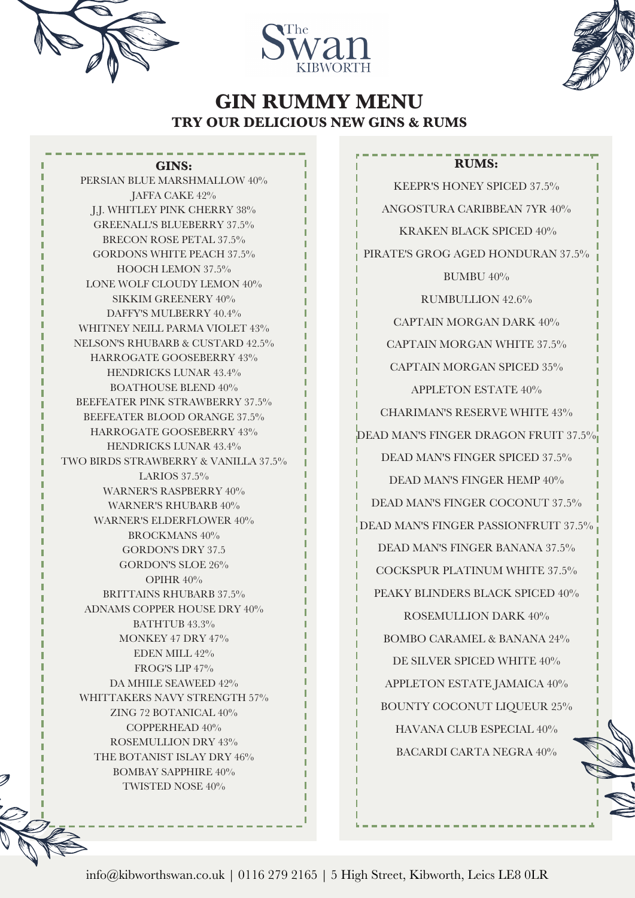The Swan KIBWORTH

# GIN RUMMY MENU

## TRY OUR DELICIOUS NEW GINS & RUMS

### GINS:

PERSIAN BLUE MARSHMALLOW 40%
JAFFA CAKE 42%
J.J. WHITLEY PINK CHERRY 38%
GREENALL'S BLUEBERRY 37.5%
BRECON ROSE PETAL 37.5%
GORDONS WHITE PEACH 37.5%
HOOCH LEMON 37.5%
LONE WOLF CLOUDY LEMON 40%
SIKKIM GREENERY 40%
DAFFY'S MULBERRY 40.4%
WHITNEY NEILL PARMA VIOLET 43%
NELSON'S RHUBARB & CUSTARD 42.5%
HARROGATE GOOSEBERRY 43%
HENDRICKS LUNAR 43.4%
BOATHOUSE BLEND 40%
BEEFEATER PINK STRAWBERRY 37.5%
BEEFEATER BLOOD ORANGE 37.5%
HARROGATE GOOSEBERRY 43%
HENDRICKS LUNAR 43.4%
TWO BIRDS STRAWBERRY & VANILLA 37.5%
LARIOS 37.5%
WARNER'S RASPBERRY 40%
WARNER'S RHUBARB 40%
WARNER'S ELDERFLOWER 40%
BROCKMANS 40%
GORDON'S DRY 37.5
GORDON'S SLOE 26%
OPIHR 40%
BRITTAINS RHUBARB 37.5%
ADNAMS COPPER HOUSE DRY 40%
BATHTUB 43.3%
MONKEY 47 DRY 47%
EDEN MILL 42%
FROG'S LIP 47%
DA MHILE SEAWEED 42%
WHITTAKERS NAVY STRENGTH 57%
ZING 72 BOTANICAL 40%
COPPERHEAD 40%
ROSEMULLION DRY 43%
THE BOTANIST ISLAY DRY 46%
BOMBAY SAPPHIRE 40%
TWISTED NOSE 40%

### RUMS:

KEEPR'S HONEY SPICED 37.5%
ANGOSTURA CARIBBEAN 7YR 40%
KRAKEN BLACK SPICED 40%
PIRATE'S GROG AGED HONDURAN 37.5%
BUMBU 40%
RUMBULLION 42.6%
CAPTAIN MORGAN DARK 40%
CAPTAIN MORGAN WHITE 37.5%
CAPTAIN MORGAN SPICED 35%
APPLETON ESTATE 40%
CHARIMAN'S RESERVE WHITE 43%
DEAD MAN'S FINGER DRAGON FRUIT 37.5%
DEAD MAN'S FINGER SPICED 37.5%
DEAD MAN'S FINGER HEMP 40%
DEAD MAN'S FINGER COCONUT 37.5%
DEAD MAN'S FINGER PASSIONFRUIT 37.5%
DEAD MAN'S FINGER BANANA 37.5%
COCKSPUR PLATINUM WHITE 37.5%
PEAKY BLINDERS BLACK SPICED 40%
ROSEMULLION DARK 40%
BOMBO CARAMEL & BANANA 24%
DE SILVER SPICED WHITE 40%
APPLETON ESTATE JAMAICA 40%
BOUNTY COCONUT LIQUEUR 25%
HAVANA CLUB ESPECIAL 40%
BACARDI CARTA NEGRA 40%

info@kibworthswan.co.uk | 0116 279 2165 | 5 High Street, Kibworth, Leics LE8 0LR